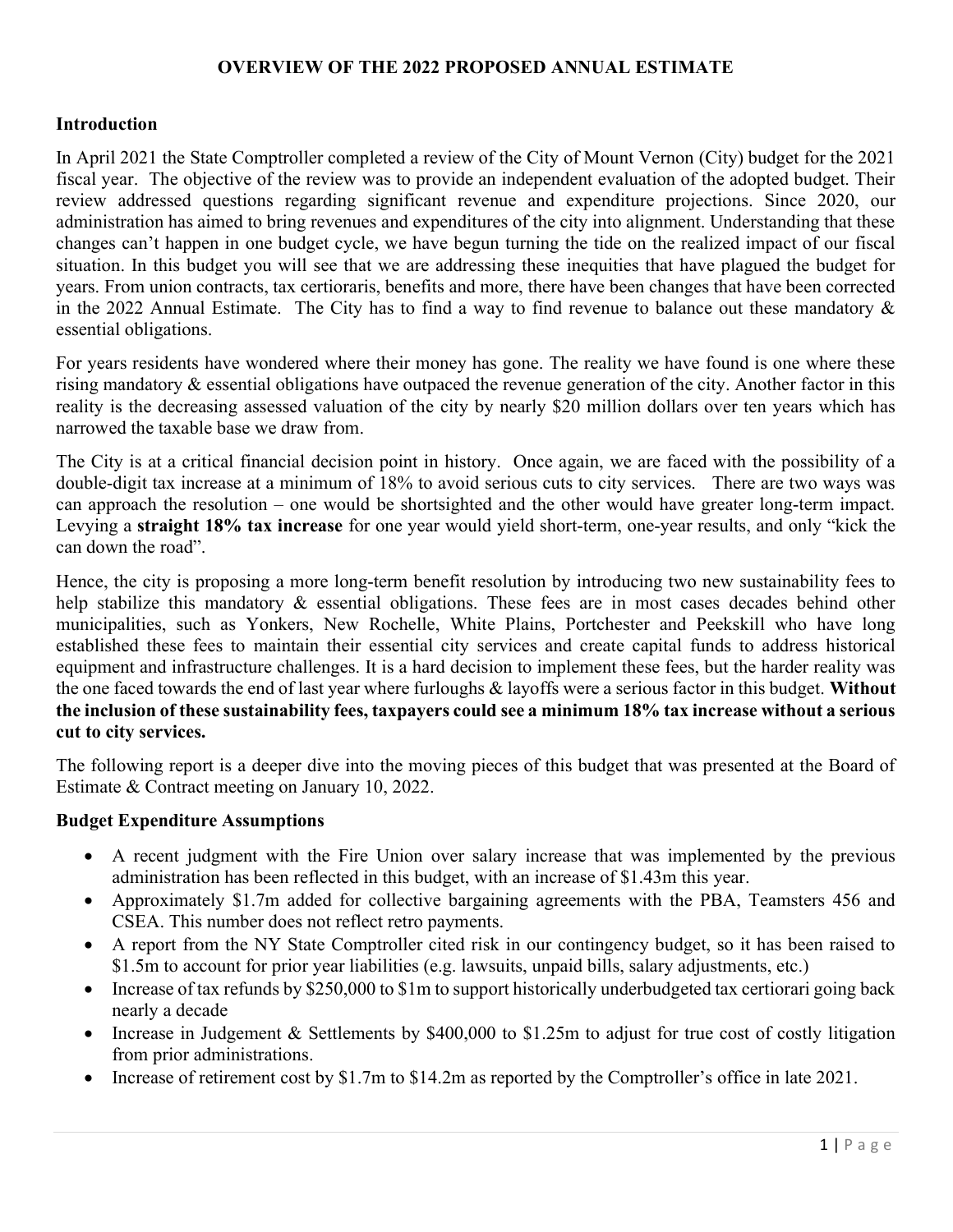# OVERVIEW OF THE 2022 PROPOSED ANNUAL ESTIMATE

## Introduction

In April 2021 the State Comptroller completed a review of the City of Mount Vernon (City) budget for the 2021 fiscal year. The objective of the review was to provide an independent evaluation of the adopted budget. Their review addressed questions regarding significant revenue and expenditure projections. Since 2020, our administration has aimed to bring revenues and expenditures of the city into alignment. Understanding that these changes can't happen in one budget cycle, we have begun turning the tide on the realized impact of our fiscal situation. In this budget you will see that we are addressing these inequities that have plagued the budget for years. From union contracts, tax certioraris, benefits and more, there have been changes that have been corrected in the 2022 Annual Estimate. The City has to find a way to find revenue to balance out these mandatory & essential obligations.

For years residents have wondered where their money has gone. The reality we have found is one where these rising mandatory & essential obligations have outpaced the revenue generation of the city. Another factor in this reality is the decreasing assessed valuation of the city by nearly $20 million dollars over ten years which has narrowed the taxable base we draw from.

The City is at a critical financial decision point in history. Once again, we are faced with the possibility of a double-digit tax increase at a minimum of 18% to avoid serious cuts to city services. There are two ways was can approach the resolution – one would be shortsighted and the other would have greater long-term impact. Levying a **straight 18% tax increase** for one year would yield short-term, one-year results, and only "kick the can down the road".

Hence, the city is proposing a more long-term benefit resolution by introducing two new sustainability fees to help stabilize this mandatory & essential obligations. These fees are in most cases decades behind other municipalities, such as Yonkers, New Rochelle, White Plains, Portchester and Peekskill who have long established these fees to maintain their essential city services and create capital funds to address historical equipment and infrastructure challenges. It is a hard decision to implement these fees, but the harder reality was the one faced towards the end of last year where furloughs & layoffs were a serious factor in this budget. **Without the inclusion of these sustainability fees, taxpayers could see a minimum 18% tax increase without a serious cut to city services.**

The following report is a deeper dive into the moving pieces of this budget that was presented at the Board of Estimate & Contract meeting on January 10, 2022.

## Budget Expenditure Assumptions

- A recent judgment with the Fire Union over salary increase that was implemented by the previous administration has been reflected in this budget, with an increase of $1.43m this year.
- Approximately $1.7m added for collective bargaining agreements with the PBA, Teamsters 456 and CSEA. This number does not reflect retro payments.
- A report from the NY State Comptroller cited risk in our contingency budget, so it has been raised to $1.5m to account for prior year liabilities (e.g. lawsuits, unpaid bills, salary adjustments, etc.)
- Increase of tax refunds by $250,000 to $1m to support historically underbudgeted tax certiorari going back nearly a decade
- Increase in Judgement & Settlements by $400,000 to $1.25m to adjust for true cost of costly litigation from prior administrations.
- Increase of retirement cost by $1.7m to $14.2m as reported by the Comptroller's office in late 2021.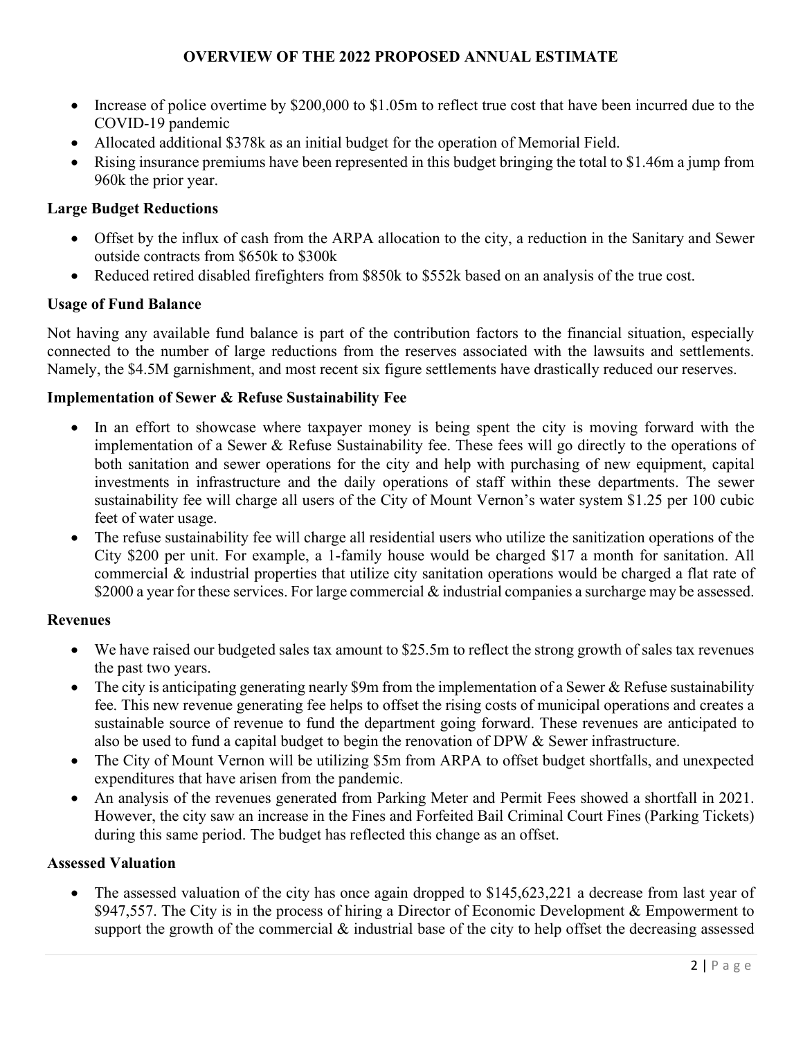# OVERVIEW OF THE 2022 PROPOSED ANNUAL ESTIMATE

- Increase of police overtime by $200,000 to $1.05m to reflect true cost that have been incurred due to the COVID-19 pandemic
- Allocated additional $378k as an initial budget for the operation of Memorial Field.
- Rising insurance premiums have been represented in this budget bringing the total to $1.46m a jump from 960k the prior year.

**Large Budget Reductions**

- Offset by the influx of cash from the ARPA allocation to the city, a reduction in the Sanitary and Sewer outside contracts from $650k to $300k
- Reduced retired disabled firefighters from $850k to $552k based on an analysis of the true cost.

**Usage of Fund Balance**

Not having any available fund balance is part of the contribution factors to the financial situation, especially connected to the number of large reductions from the reserves associated with the lawsuits and settlements. Namely, the $4.5M garnishment, and most recent six figure settlements have drastically reduced our reserves.

**Implementation of Sewer & Refuse Sustainability Fee**

- In an effort to showcase where taxpayer money is being spent the city is moving forward with the implementation of a Sewer & Refuse Sustainability fee. These fees will go directly to the operations of both sanitation and sewer operations for the city and help with purchasing of new equipment, capital investments in infrastructure and the daily operations of staff within these departments. The sewer sustainability fee will charge all users of the City of Mount Vernon's water system $1.25 per 100 cubic feet of water usage.
- The refuse sustainability fee will charge all residential users who utilize the sanitization operations of the City $200 per unit. For example, a 1-family house would be charged $17 a month for sanitation. All commercial & industrial properties that utilize city sanitation operations would be charged a flat rate of $2000 a year for these services. For large commercial & industrial companies a surcharge may be assessed.

**Revenues**

- We have raised our budgeted sales tax amount to $25.5m to reflect the strong growth of sales tax revenues the past two years.
- The city is anticipating generating nearly $9m from the implementation of a Sewer & Refuse sustainability fee. This new revenue generating fee helps to offset the rising costs of municipal operations and creates a sustainable source of revenue to fund the department going forward. These revenues are anticipated to also be used to fund a capital budget to begin the renovation of DPW & Sewer infrastructure.
- The City of Mount Vernon will be utilizing $5m from ARPA to offset budget shortfalls, and unexpected expenditures that have arisen from the pandemic.
- An analysis of the revenues generated from Parking Meter and Permit Fees showed a shortfall in 2021. However, the city saw an increase in the Fines and Forfeited Bail Criminal Court Fines (Parking Tickets) during this same period. The budget has reflected this change as an offset.

**Assessed Valuation**

- The assessed valuation of the city has once again dropped to $145,623,221 a decrease from last year of $947,557. The City is in the process of hiring a Director of Economic Development & Empowerment to support the growth of the commercial & industrial base of the city to help offset the decreasing assessed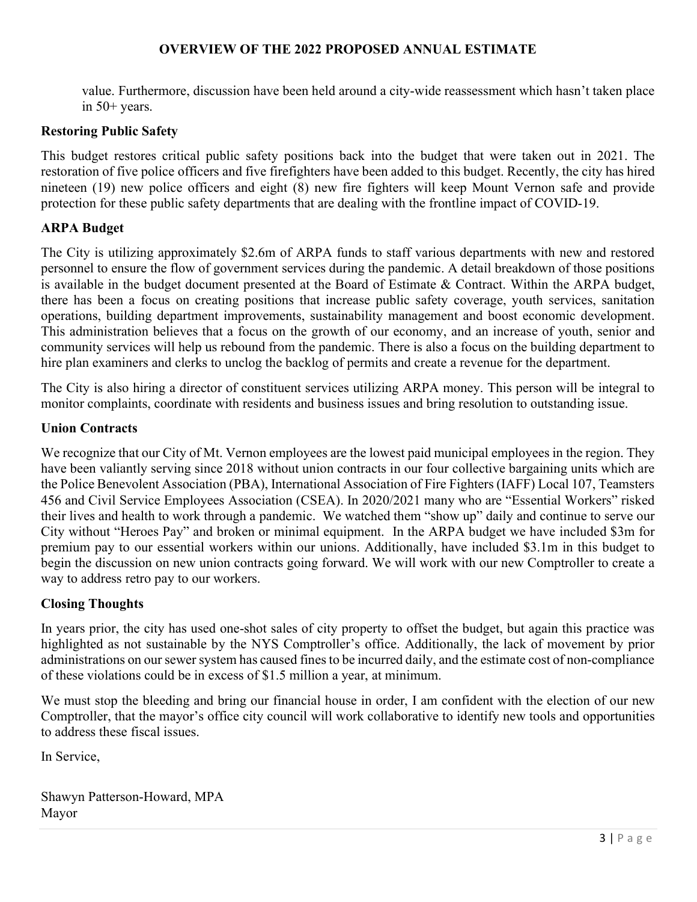value. Furthermore, discussion have been held around a city-wide reassessment which hasn't taken place in 50+ years.

**Restoring Public Safety**

This budget restores critical public safety positions back into the budget that were taken out in 2021. The restoration of five police officers and five firefighters have been added to this budget. Recently, the city has hired nineteen (19) new police officers and eight (8) new fire fighters will keep Mount Vernon safe and provide protection for these public safety departments that are dealing with the frontline impact of COVID-19.

**ARPA Budget**

The City is utilizing approximately $2.6m of ARPA funds to staff various departments with new and restored personnel to ensure the flow of government services during the pandemic. A detail breakdown of those positions is available in the budget document presented at the Board of Estimate & Contract. Within the ARPA budget, there has been a focus on creating positions that increase public safety coverage, youth services, sanitation operations, building department improvements, sustainability management and boost economic development. This administration believes that a focus on the growth of our economy, and an increase of youth, senior and community services will help us rebound from the pandemic. There is also a focus on the building department to hire plan examiners and clerks to unclog the backlog of permits and create a revenue for the department.

The City is also hiring a director of constituent services utilizing ARPA money. This person will be integral to monitor complaints, coordinate with residents and business issues and bring resolution to outstanding issue.

**Union Contracts**

We recognize that our City of Mt. Vernon employees are the lowest paid municipal employees in the region. They have been valiantly serving since 2018 without union contracts in our four collective bargaining units which are the Police Benevolent Association (PBA), International Association of Fire Fighters (IAFF) Local 107, Teamsters 456 and Civil Service Employees Association (CSEA). In 2020/2021 many who are "Essential Workers" risked their lives and health to work through a pandemic. We watched them "show up" daily and continue to serve our City without "Heroes Pay" and broken or minimal equipment. In the ARPA budget we have included $3m for premium pay to our essential workers within our unions. Additionally, have included $3.1m in this budget to begin the discussion on new union contracts going forward. We will work with our new Comptroller to create a way to address retro pay to our workers.

**Closing Thoughts**

In years prior, the city has used one-shot sales of city property to offset the budget, but again this practice was highlighted as not sustainable by the NYS Comptroller's office. Additionally, the lack of movement by prior administrations on our sewer system has caused fines to be incurred daily, and the estimate cost of non-compliance of these violations could be in excess of $1.5 million a year, at minimum.

We must stop the bleeding and bring our financial house in order, I am confident with the election of our new Comptroller, that the mayor's office city council will work collaborative to identify new tools and opportunities to address these fiscal issues.

In Service,

Shawyn Patterson-Howard, MPA
Mayor